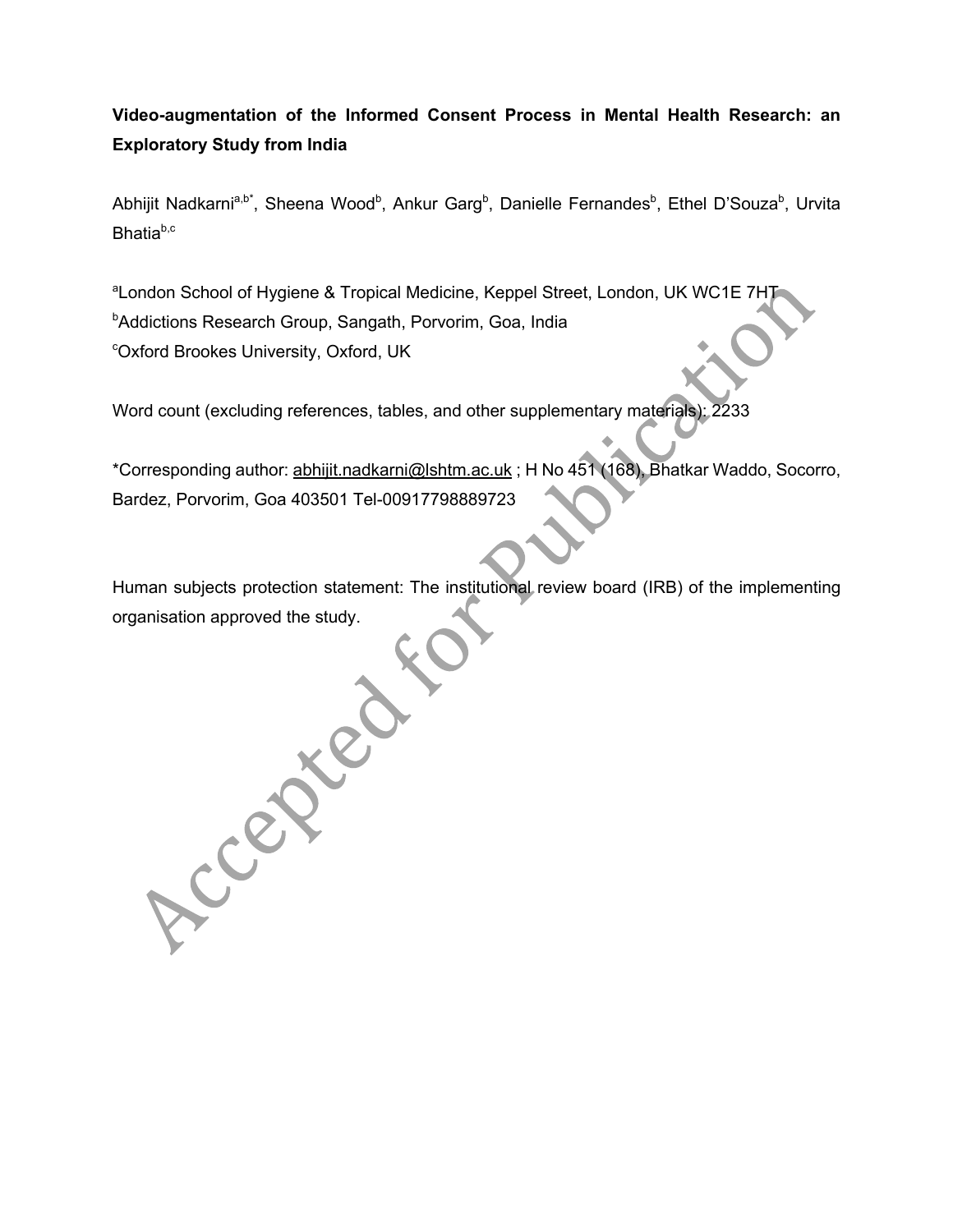**Video-augmentation of the Informed Consent Process in Mental Health Research: an Exploratory Study from India**

Abhijit Nadkarni[a,b*], Sheena Wood[b], Ankur Garg[b], Danielle Fernandes[b], Ethel D'Souza[b], Urvita Bhatia[b,c]

[a]London School of Hygiene & Tropical Medicine, Keppel Street, London, UK WC1E 7HT
[b]Addictions Research Group, Sangath, Porvorim, Goa, India
[c]Oxford Brookes University, Oxford, UK

Word count (excluding references, tables, and other supplementary materials): 2233

*Corresponding author: abhijit.nadkarni@lshtm.ac.uk ; H No 451 (168), Bhatkar Waddo, Socorro, Bardez, Porvorim, Goa 403501 Tel-00917798889723

Human subjects protection statement: The institutional review board (IRB) of the implementing organisation approved the study.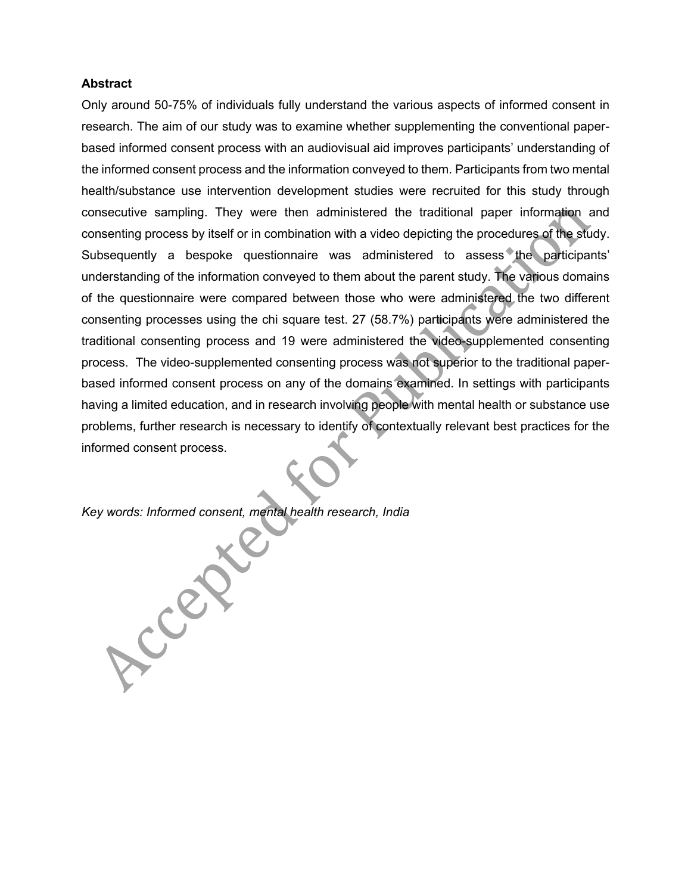## Abstract

Only around 50-75% of individuals fully understand the various aspects of informed consent in research. The aim of our study was to examine whether supplementing the conventional paper-based informed consent process with an audiovisual aid improves participants' understanding of the informed consent process and the information conveyed to them. Participants from two mental health/substance use intervention development studies were recruited for this study through consecutive sampling. They were then administered the traditional paper information and consenting process by itself or in combination with a video depicting the procedures of the study. Subsequently a bespoke questionnaire was administered to assess the participants' understanding of the information conveyed to them about the parent study. The various domains of the questionnaire were compared between those who were administered the two different consenting processes using the chi square test. 27 (58.7%) participants were administered the traditional consenting process and 19 were administered the video-supplemented consenting process. The video-supplemented consenting process was not superior to the traditional paper-based informed consent process on any of the domains examined. In settings with participants having a limited education, and in research involving people with mental health or substance use problems, further research is necessary to identify of contextually relevant best practices for the informed consent process.

*Key words: Informed consent, mental health research, India*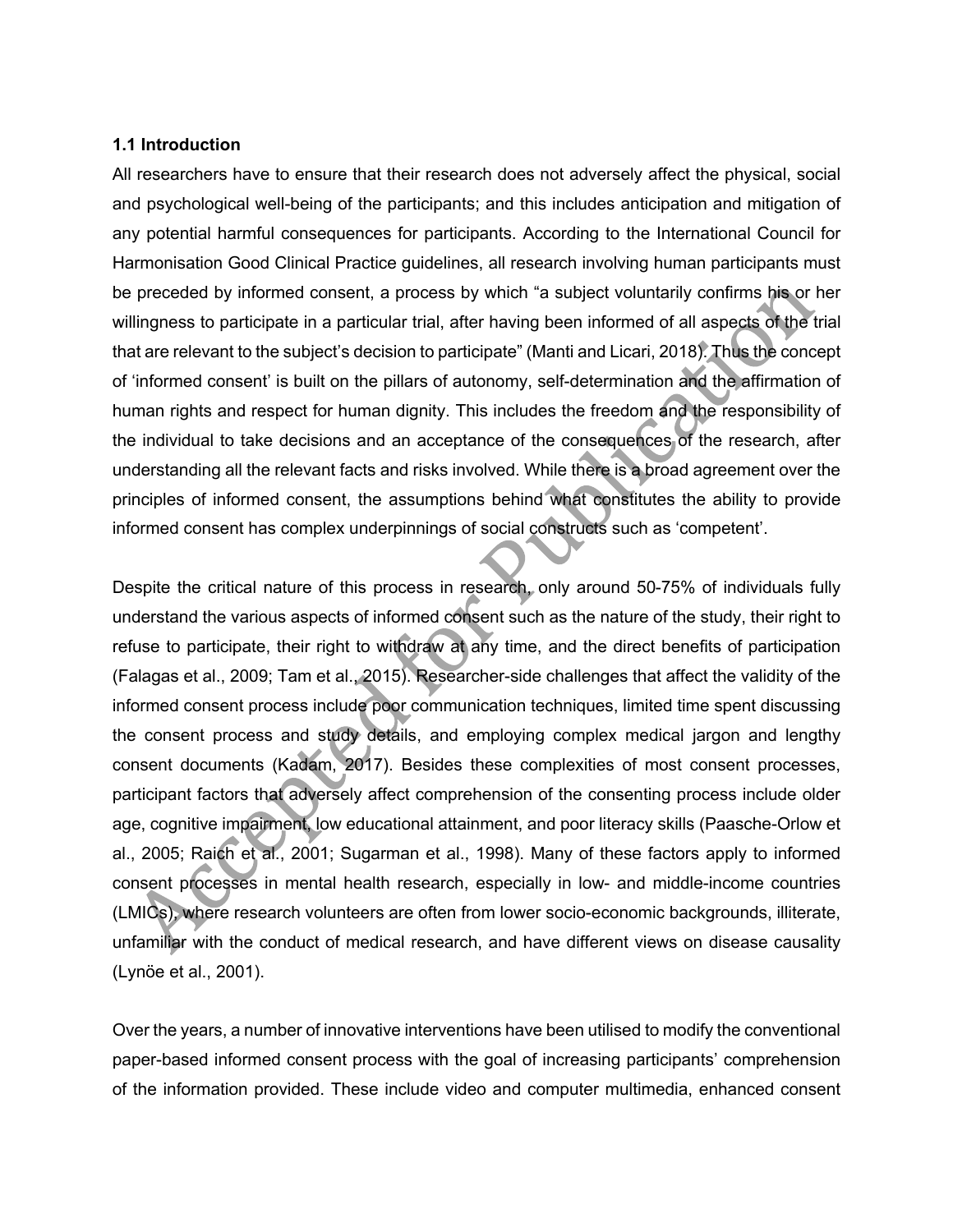### 1.1 Introduction

All researchers have to ensure that their research does not adversely affect the physical, social and psychological well-being of the participants; and this includes anticipation and mitigation of any potential harmful consequences for participants. According to the International Council for Harmonisation Good Clinical Practice guidelines, all research involving human participants must be preceded by informed consent, a process by which "a subject voluntarily confirms his or her willingness to participate in a particular trial, after having been informed of all aspects of the trial that are relevant to the subject's decision to participate" (Manti and Licari, 2018). Thus the concept of 'informed consent' is built on the pillars of autonomy, self-determination and the affirmation of human rights and respect for human dignity. This includes the freedom and the responsibility of the individual to take decisions and an acceptance of the consequences of the research, after understanding all the relevant facts and risks involved. While there is a broad agreement over the principles of informed consent, the assumptions behind what constitutes the ability to provide informed consent has complex underpinnings of social constructs such as 'competent'.

Despite the critical nature of this process in research, only around 50-75% of individuals fully understand the various aspects of informed consent such as the nature of the study, their right to refuse to participate, their right to withdraw at any time, and the direct benefits of participation (Falagas et al., 2009; Tam et al., 2015). Researcher-side challenges that affect the validity of the informed consent process include poor communication techniques, limited time spent discussing the consent process and study details, and employing complex medical jargon and lengthy consent documents (Kadam, 2017). Besides these complexities of most consent processes, participant factors that adversely affect comprehension of the consenting process include older age, cognitive impairment, low educational attainment, and poor literacy skills (Paasche-Orlow et al., 2005; Raich et al., 2001; Sugarman et al., 1998). Many of these factors apply to informed consent processes in mental health research, especially in low- and middle-income countries (LMICs), where research volunteers are often from lower socio-economic backgrounds, illiterate, unfamiliar with the conduct of medical research, and have different views on disease causality (Lynöe et al., 2001).

Over the years, a number of innovative interventions have been utilised to modify the conventional paper-based informed consent process with the goal of increasing participants' comprehension of the information provided. These include video and computer multimedia, enhanced consent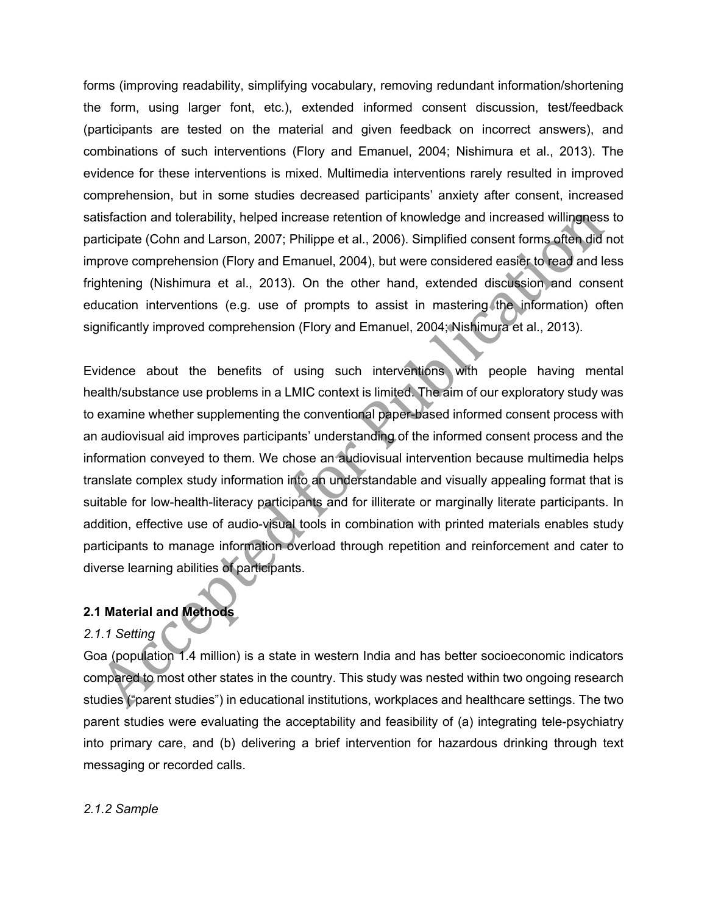forms (improving readability, simplifying vocabulary, removing redundant information/shortening the form, using larger font, etc.), extended informed consent discussion, test/feedback (participants are tested on the material and given feedback on incorrect answers), and combinations of such interventions (Flory and Emanuel, 2004; Nishimura et al., 2013). The evidence for these interventions is mixed. Multimedia interventions rarely resulted in improved comprehension, but in some studies decreased participants' anxiety after consent, increased satisfaction and tolerability, helped increase retention of knowledge and increased willingness to participate (Cohn and Larson, 2007; Philippe et al., 2006). Simplified consent forms often did not improve comprehension (Flory and Emanuel, 2004), but were considered easier to read and less frightening (Nishimura et al., 2013). On the other hand, extended discussion and consent education interventions (e.g. use of prompts to assist in mastering the information) often significantly improved comprehension (Flory and Emanuel, 2004; Nishimura et al., 2013).

Evidence about the benefits of using such interventions with people having mental health/substance use problems in a LMIC context is limited. The aim of our exploratory study was to examine whether supplementing the conventional paper-based informed consent process with an audiovisual aid improves participants' understanding of the informed consent process and the information conveyed to them. We chose an audiovisual intervention because multimedia helps translate complex study information into an understandable and visually appealing format that is suitable for low-health-literacy participants and for illiterate or marginally literate participants. In addition, effective use of audio-visual tools in combination with printed materials enables study participants to manage information overload through repetition and reinforcement and cater to diverse learning abilities of participants.

### 2.1 Material and Methods

#### *2.1.1 Setting*

Goa (population 1.4 million) is a state in western India and has better socioeconomic indicators compared to most other states in the country. This study was nested within two ongoing research studies ("parent studies") in educational institutions, workplaces and healthcare settings. The two parent studies were evaluating the acceptability and feasibility of (a) integrating tele-psychiatry into primary care, and (b) delivering a brief intervention for hazardous drinking through text messaging or recorded calls.

#### *2.1.2 Sample*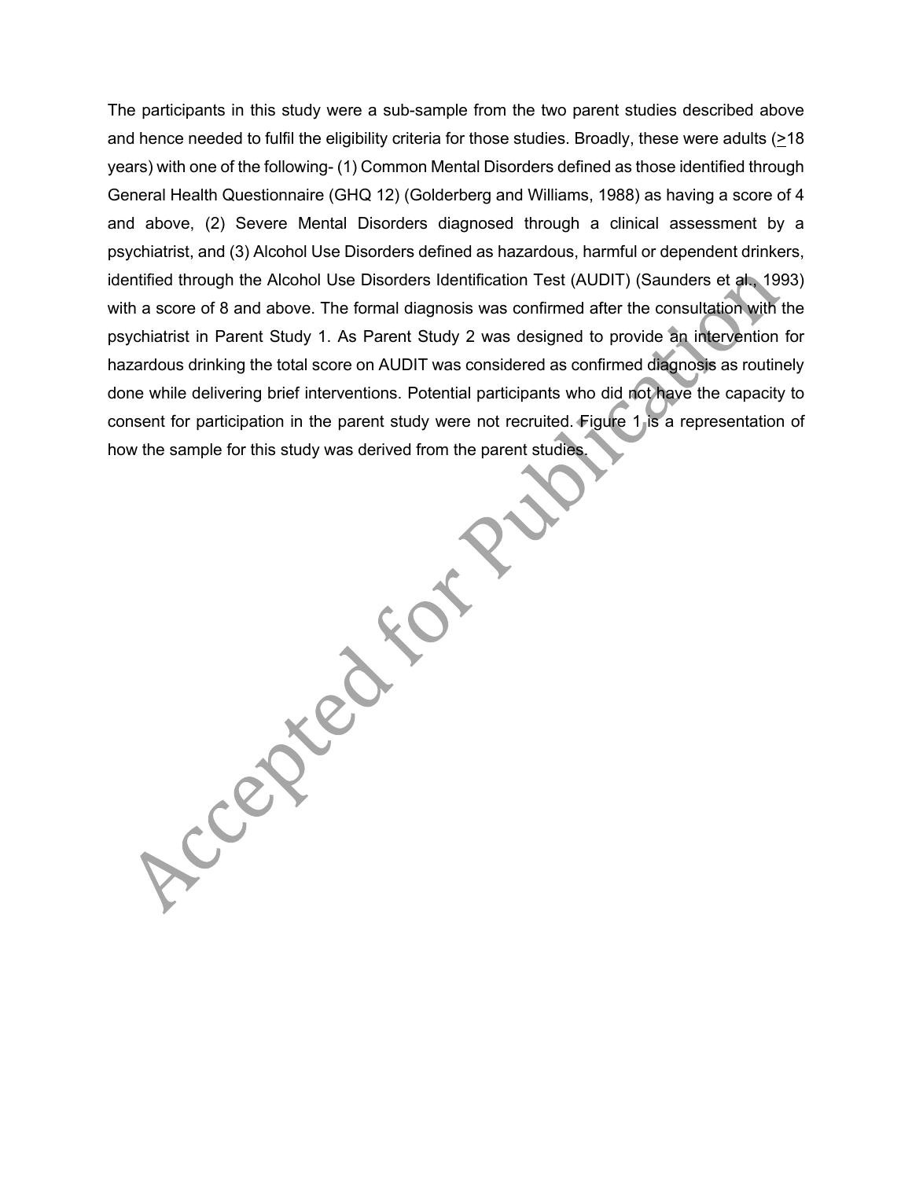The participants in this study were a sub-sample from the two parent studies described above and hence needed to fulfil the eligibility criteria for those studies. Broadly, these were adults (≥18 years) with one of the following- (1) Common Mental Disorders defined as those identified through General Health Questionnaire (GHQ 12) (Golderberg and Williams, 1988) as having a score of 4 and above, (2) Severe Mental Disorders diagnosed through a clinical assessment by a psychiatrist, and (3) Alcohol Use Disorders defined as hazardous, harmful or dependent drinkers, identified through the Alcohol Use Disorders Identification Test (AUDIT) (Saunders et al., 1993) with a score of 8 and above. The formal diagnosis was confirmed after the consultation with the psychiatrist in Parent Study 1. As Parent Study 2 was designed to provide an intervention for hazardous drinking the total score on AUDIT was considered as confirmed diagnosis as routinely done while delivering brief interventions. Potential participants who did not have the capacity to consent for participation in the parent study were not recruited. Figure 1 is a representation of how the sample for this study was derived from the parent studies.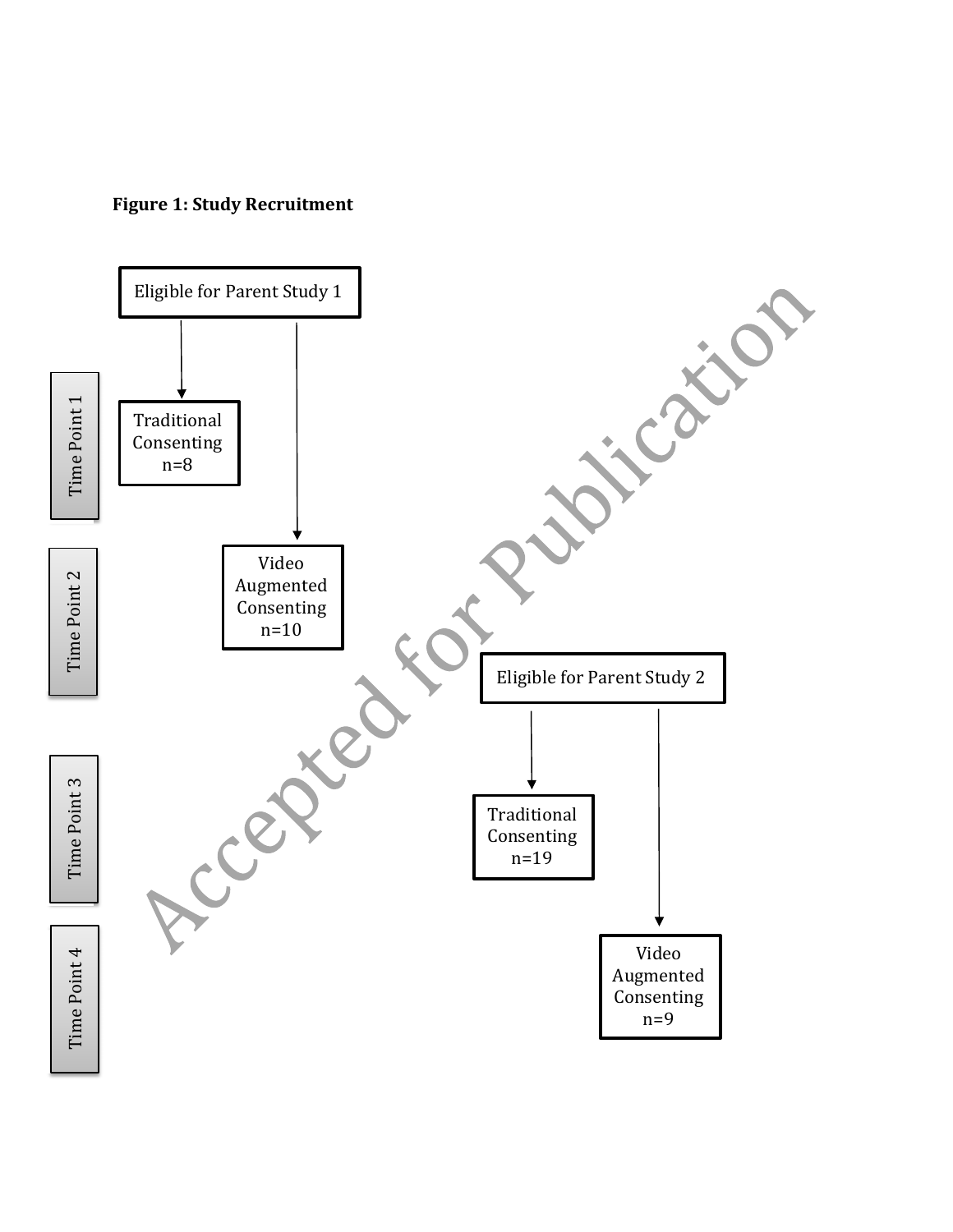**Figure 1: Study Recruitment**

Eligible for Parent Study 1

Time Point 1

Traditional Consenting n=8

Time Point 2

Video Augmented Consenting n=10

Eligible for Parent Study 2

Time Point 3

Traditional Consenting n=19

Time Point 4

Video Augmented Consenting n=9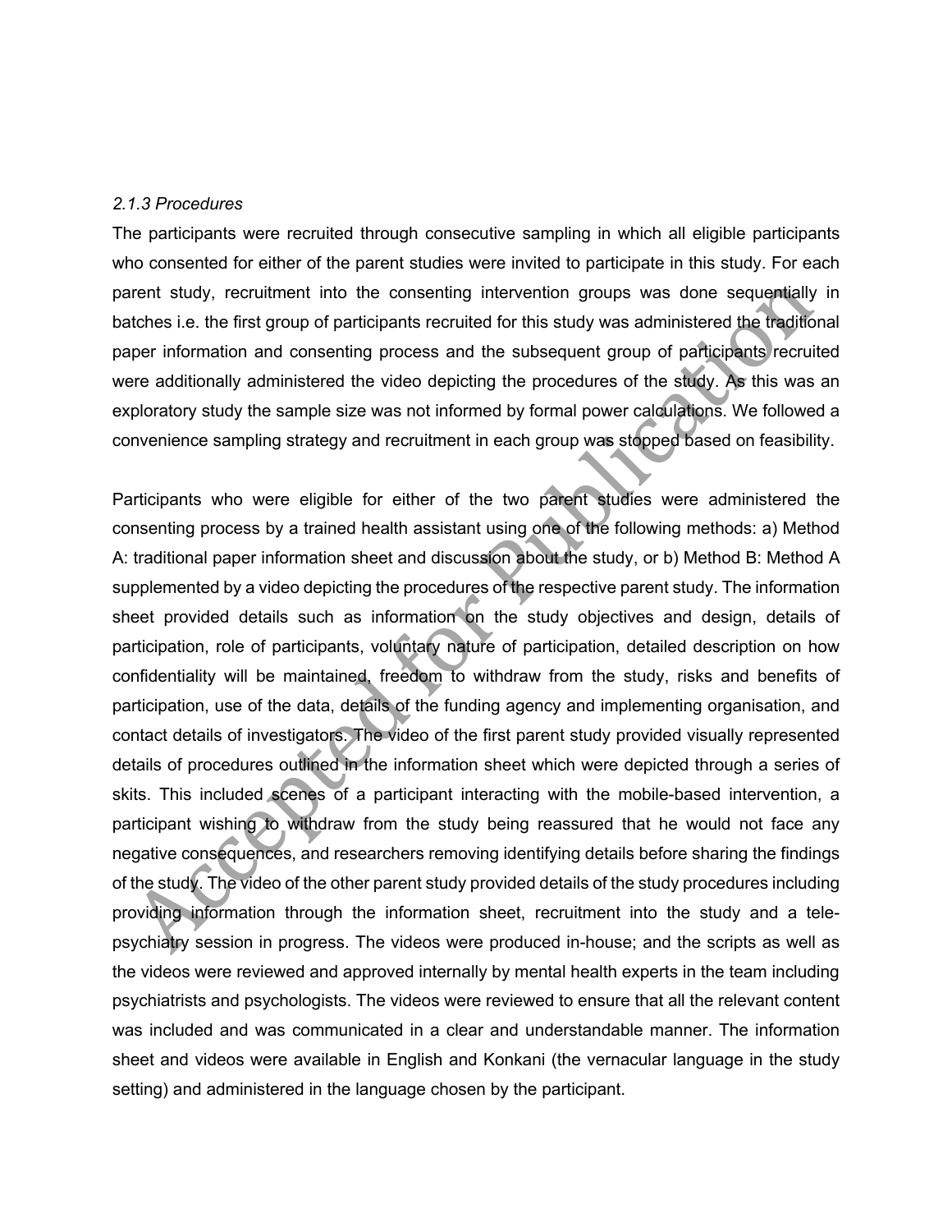*2.1.3 Procedures*

The participants were recruited through consecutive sampling in which all eligible participants who consented for either of the parent studies were invited to participate in this study. For each parent study, recruitment into the consenting intervention groups was done sequentially in batches i.e. the first group of participants recruited for this study was administered the traditional paper information and consenting process and the subsequent group of participants recruited were additionally administered the video depicting the procedures of the study. As this was an exploratory study the sample size was not informed by formal power calculations. We followed a convenience sampling strategy and recruitment in each group was stopped based on feasibility.

Participants who were eligible for either of the two parent studies were administered the consenting process by a trained health assistant using one of the following methods: a) Method A: traditional paper information sheet and discussion about the study, or b) Method B: Method A supplemented by a video depicting the procedures of the respective parent study. The information sheet provided details such as information on the study objectives and design, details of participation, role of participants, voluntary nature of participation, detailed description on how confidentiality will be maintained, freedom to withdraw from the study, risks and benefits of participation, use of the data, details of the funding agency and implementing organisation, and contact details of investigators. The video of the first parent study provided visually represented details of procedures outlined in the information sheet which were depicted through a series of skits. This included scenes of a participant interacting with the mobile-based intervention, a participant wishing to withdraw from the study being reassured that he would not face any negative consequences, and researchers removing identifying details before sharing the findings of the study. The video of the other parent study provided details of the study procedures including providing information through the information sheet, recruitment into the study and a tele-psychiatry session in progress. The videos were produced in-house; and the scripts as well as the videos were reviewed and approved internally by mental health experts in the team including psychiatrists and psychologists. The videos were reviewed to ensure that all the relevant content was included and was communicated in a clear and understandable manner. The information sheet and videos were available in English and Konkani (the vernacular language in the study setting) and administered in the language chosen by the participant.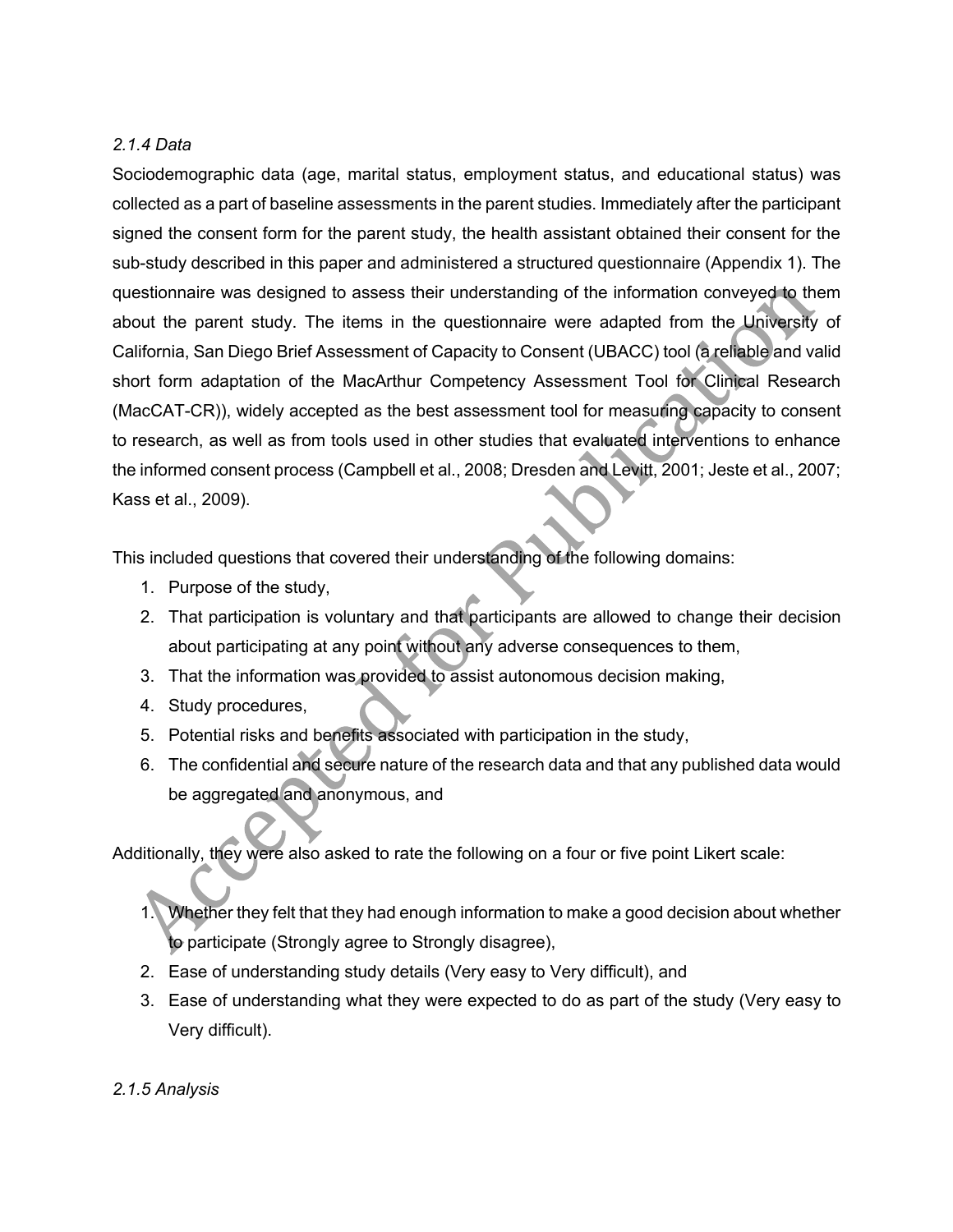*2.1.4 Data*

Sociodemographic data (age, marital status, employment status, and educational status) was collected as a part of baseline assessments in the parent studies. Immediately after the participant signed the consent form for the parent study, the health assistant obtained their consent for the sub-study described in this paper and administered a structured questionnaire (Appendix 1). The questionnaire was designed to assess their understanding of the information conveyed to them about the parent study. The items in the questionnaire were adapted from the University of California, San Diego Brief Assessment of Capacity to Consent (UBACC) tool (a reliable and valid short form adaptation of the MacArthur Competency Assessment Tool for Clinical Research (MacCAT-CR)), widely accepted as the best assessment tool for measuring capacity to consent to research, as well as from tools used in other studies that evaluated interventions to enhance the informed consent process (Campbell et al., 2008; Dresden and Levitt, 2001; Jeste et al., 2007; Kass et al., 2009).

This included questions that covered their understanding of the following domains:

1. Purpose of the study,
2. That participation is voluntary and that participants are allowed to change their decision about participating at any point without any adverse consequences to them,
3. That the information was provided to assist autonomous decision making,
4. Study procedures,
5. Potential risks and benefits associated with participation in the study,
6. The confidential and secure nature of the research data and that any published data would be aggregated and anonymous, and

Additionally, they were also asked to rate the following on a four or five point Likert scale:

1. Whether they felt that they had enough information to make a good decision about whether to participate (Strongly agree to Strongly disagree),
2. Ease of understanding study details (Very easy to Very difficult), and
3. Ease of understanding what they were expected to do as part of the study (Very easy to Very difficult).

*2.1.5 Analysis*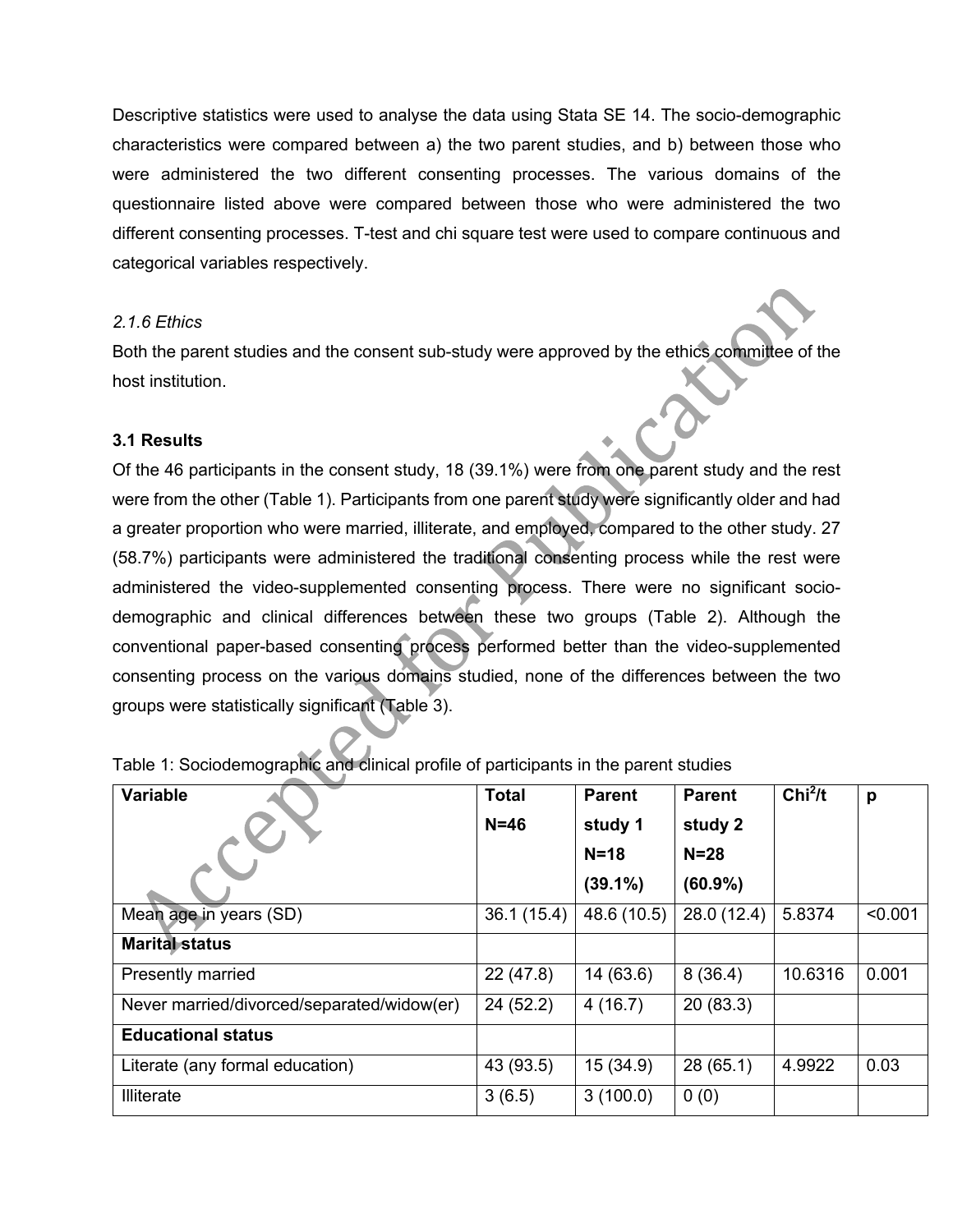Descriptive statistics were used to analyse the data using Stata SE 14. The socio-demographic characteristics were compared between a) the two parent studies, and b) between those who were administered the two different consenting processes. The various domains of the questionnaire listed above were compared between those who were administered the two different consenting processes. T-test and chi square test were used to compare continuous and categorical variables respectively.

*2.1.6 Ethics*

Both the parent studies and the consent sub-study were approved by the ethics committee of the host institution.

**3.1 Results**

Of the 46 participants in the consent study, 18 (39.1%) were from one parent study and the rest were from the other (Table 1). Participants from one parent study were significantly older and had a greater proportion who were married, illiterate, and employed, compared to the other study. 27 (58.7%) participants were administered the traditional consenting process while the rest were administered the video-supplemented consenting process. There were no significant socio-demographic and clinical differences between these two groups (Table 2). Although the conventional paper-based consenting process performed better than the video-supplemented consenting process on the various domains studied, none of the differences between the two groups were statistically significant (Table 3).

Table 1: Sociodemographic and clinical profile of participants in the parent studies

| Variable | Total N=46 | Parent study 1 N=18 (39.1%) | Parent study 2 N=28 (60.9%) | $Chi^2$/t | p |
|---|---|---|---|---|---|
| Mean age in years (SD) | 36.1 (15.4) | 48.6 (10.5) | 28.0 (12.4) | 5.8374 | <0.001 |
| **Marital status** | | | | | |
| Presently married | 22 (47.8) | 14 (63.6) | 8 (36.4) | 10.6316 | 0.001 |
| Never married/divorced/separated/widow(er) | 24 (52.2) | 4 (16.7) | 20 (83.3) | | |
| **Educational status** | | | | | |
| Literate (any formal education) | 43 (93.5) | 15 (34.9) | 28 (65.1) | 4.9922 | 0.03 |
| Illiterate | 3 (6.5) | 3 (100.0) | 0 (0) | | |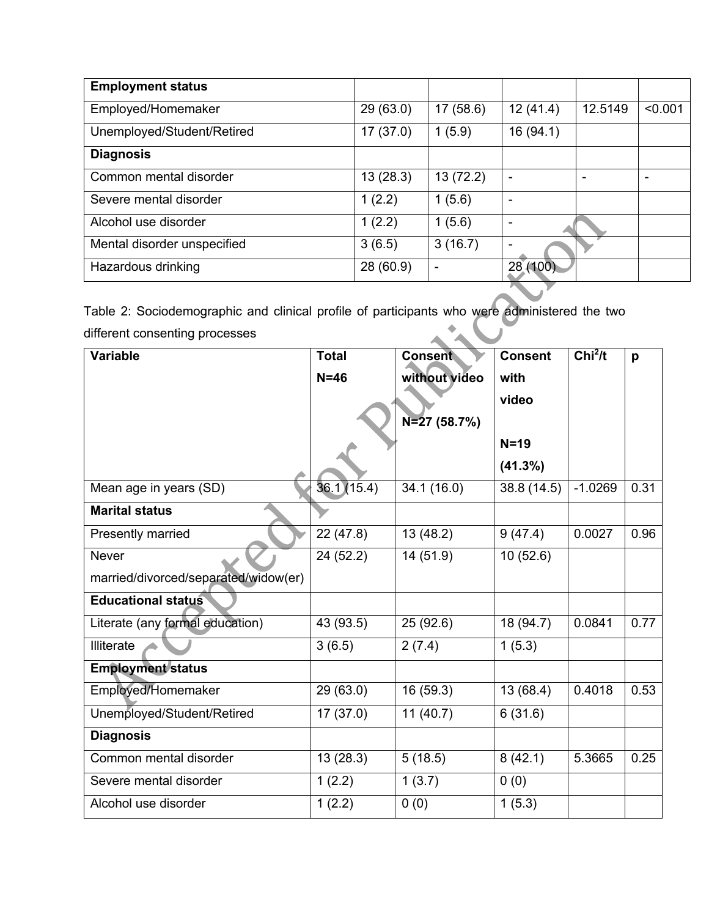| Employment status | | | | | |
|---|---|---|---|---|---|
| Employed/Homemaker | 29 (63.0) | 17 (58.6) | 12 (41.4) | 12.5149 | <0.001 |
| Unemployed/Student/Retired | 17 (37.0) | 1 (5.9) | 16 (94.1) | | |
| **Diagnosis** | | | | | |
| Common mental disorder | 13 (28.3) | 13 (72.2) | - | - | - |
| Severe mental disorder | 1 (2.2) | 1 (5.6) | - | | |
| Alcohol use disorder | 1 (2.2) | 1 (5.6) | - | | |
| Mental disorder unspecified | 3 (6.5) | 3 (16.7) | - | | |
| Hazardous drinking | 28 (60.9) | - | 28 (100) | | |

Table 2: Sociodemographic and clinical profile of participants who were administered the two different consenting processes

| Variable | Total N=46 | Consent without video N=27 (58.7%) | Consent with video N=19 (41.3%) | $Chi^2$/t | p |
|---|---|---|---|---|---|
| Mean age in years (SD) | 36.1 (15.4) | 34.1 (16.0) | 38.8 (14.5) | -1.0269 | 0.31 |
| **Marital status** | | | | | |
| Presently married | 22 (47.8) | 13 (48.2) | 9 (47.4) | 0.0027 | 0.96 |
| Never married/divorced/separated/widow(er) | 24 (52.2) | 14 (51.9) | 10 (52.6) | | |
| **Educational status** | | | | | |
| Literate (any formal education) | 43 (93.5) | 25 (92.6) | 18 (94.7) | 0.0841 | 0.77 |
| Illiterate | 3 (6.5) | 2 (7.4) | 1 (5.3) | | |
| **Employment status** | | | | | |
| Employed/Homemaker | 29 (63.0) | 16 (59.3) | 13 (68.4) | 0.4018 | 0.53 |
| Unemployed/Student/Retired | 17 (37.0) | 11 (40.7) | 6 (31.6) | | |
| **Diagnosis** | | | | | |
| Common mental disorder | 13 (28.3) | 5 (18.5) | 8 (42.1) | 5.3665 | 0.25 |
| Severe mental disorder | 1 (2.2) | 1 (3.7) | 0 (0) | | |
| Alcohol use disorder | 1 (2.2) | 0 (0) | 1 (5.3) | | |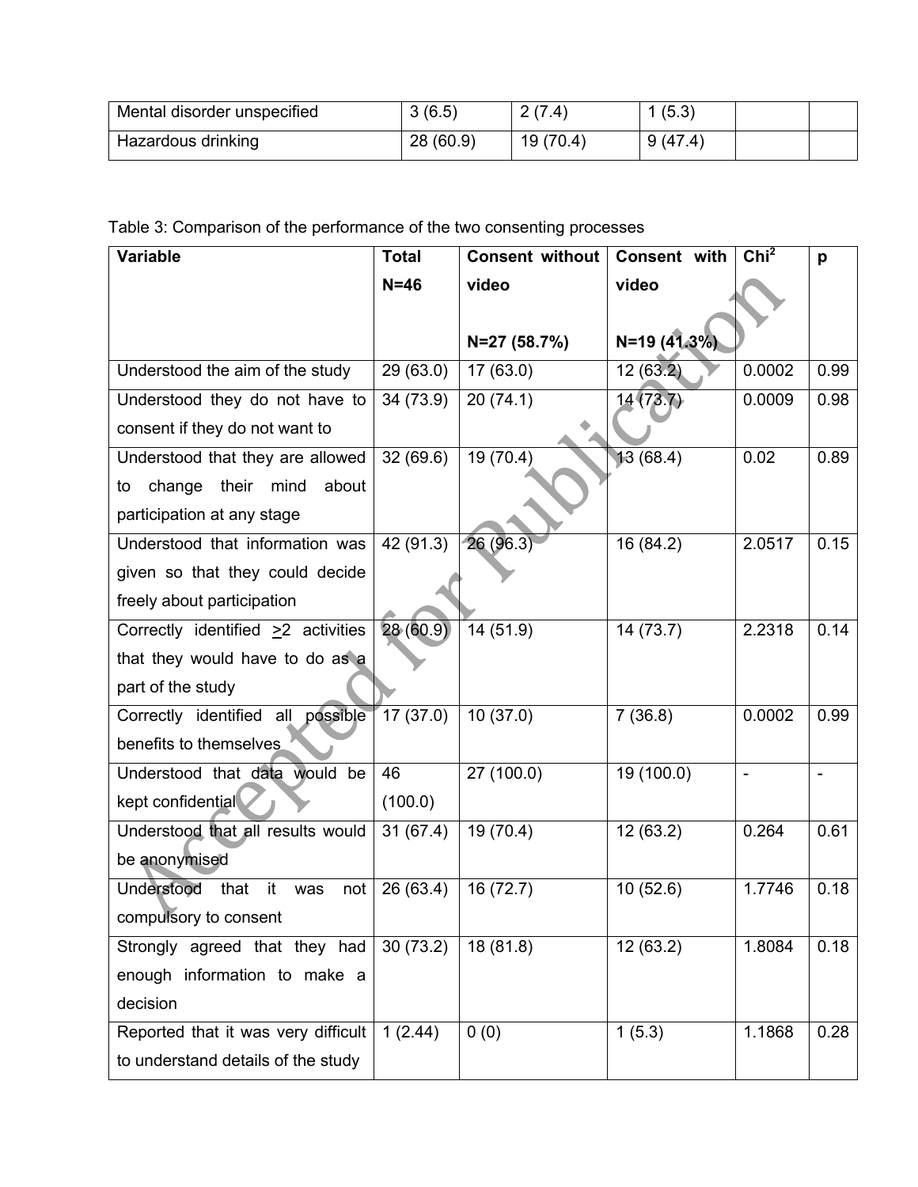| Mental disorder unspecified | 3 (6.5) | 2 (7.4) | 1 (5.3) | | |
|---|---|---|---|---|---|
| Hazardous drinking | 28 (60.9) | 19 (70.4) | 9 (47.4) | | |

Table 3: Comparison of the performance of the two consenting processes

| Variable | Total N=46 | Consent without video N=27 (58.7%) | Consent with video N=19 (41.3%) | $Chi^2$ | p |
|---|---|---|---|---|---|
| Understood the aim of the study | 29 (63.0) | 17 (63.0) | 12 (63.2) | 0.0002 | 0.99 |
| Understood they do not have to consent if they do not want to | 34 (73.9) | 20 (74.1) | 14 (73.7) | 0.0009 | 0.98 |
| Understood that they are allowed to change their mind about participation at any stage | 32 (69.6) | 19 (70.4) | 13 (68.4) | 0.02 | 0.89 |
| Understood that information was given so that they could decide freely about participation | 42 (91.3) | 26 (96.3) | 16 (84.2) | 2.0517 | 0.15 |
| Correctly identified $\geq$2 activities that they would have to do as a part of the study | 28 (60.9) | 14 (51.9) | 14 (73.7) | 2.2318 | 0.14 |
| Correctly identified all possible benefits to themselves | 17 (37.0) | 10 (37.0) | 7 (36.8) | 0.0002 | 0.99 |
| Understood that data would be kept confidential | 46 (100.0) | 27 (100.0) | 19 (100.0) | - | - |
| Understood that all results would be anonymised | 31 (67.4) | 19 (70.4) | 12 (63.2) | 0.264 | 0.61 |
| Understood that it was not compulsory to consent | 26 (63.4) | 16 (72.7) | 10 (52.6) | 1.7746 | 0.18 |
| Strongly agreed that they had enough information to make a decision | 30 (73.2) | 18 (81.8) | 12 (63.2) | 1.8084 | 0.18 |
| Reported that it was very difficult to understand details of the study | 1 (2.44) | 0 (0) | 1 (5.3) | 1.1868 | 0.28 |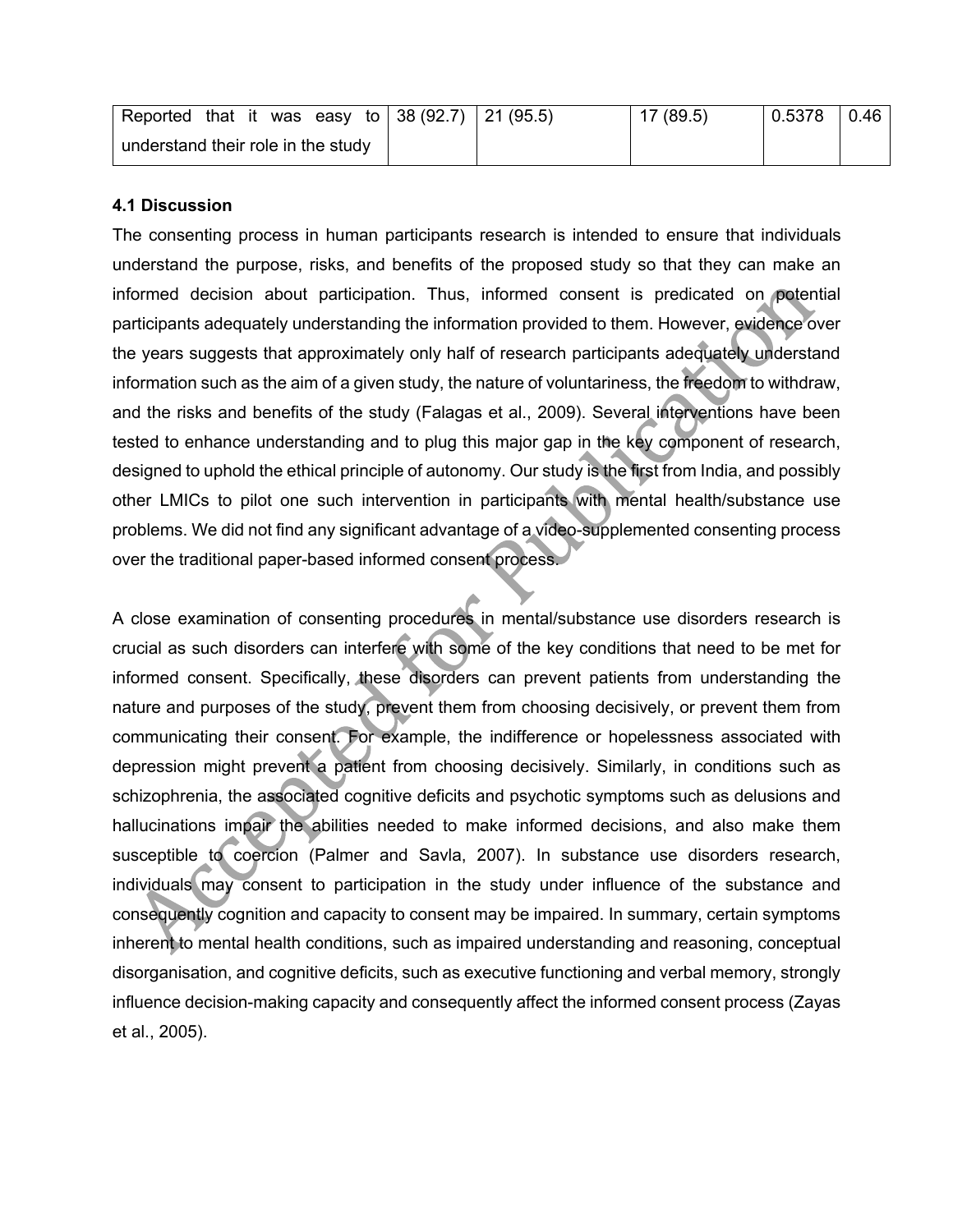| Reported that it was easy to understand their role in the study | 38 (92.7) | 21 (95.5) | 17 (89.5) | 0.5378 | 0.46 |
|---|---|---|---|---|---|

### 4.1 Discussion

The consenting process in human participants research is intended to ensure that individuals understand the purpose, risks, and benefits of the proposed study so that they can make an informed decision about participation. Thus, informed consent is predicated on potential participants adequately understanding the information provided to them. However, evidence over the years suggests that approximately only half of research participants adequately understand information such as the aim of a given study, the nature of voluntariness, the freedom to withdraw, and the risks and benefits of the study (Falagas et al., 2009). Several interventions have been tested to enhance understanding and to plug this major gap in the key component of research, designed to uphold the ethical principle of autonomy. Our study is the first from India, and possibly other LMICs to pilot one such intervention in participants with mental health/substance use problems. We did not find any significant advantage of a video-supplemented consenting process over the traditional paper-based informed consent process.

A close examination of consenting procedures in mental/substance use disorders research is crucial as such disorders can interfere with some of the key conditions that need to be met for informed consent. Specifically, these disorders can prevent patients from understanding the nature and purposes of the study, prevent them from choosing decisively, or prevent them from communicating their consent. For example, the indifference or hopelessness associated with depression might prevent a patient from choosing decisively. Similarly, in conditions such as schizophrenia, the associated cognitive deficits and psychotic symptoms such as delusions and hallucinations impair the abilities needed to make informed decisions, and also make them susceptible to coercion (Palmer and Savla, 2007). In substance use disorders research, individuals may consent to participation in the study under influence of the substance and consequently cognition and capacity to consent may be impaired. In summary, certain symptoms inherent to mental health conditions, such as impaired understanding and reasoning, conceptual disorganisation, and cognitive deficits, such as executive functioning and verbal memory, strongly influence decision-making capacity and consequently affect the informed consent process (Zayas et al., 2005).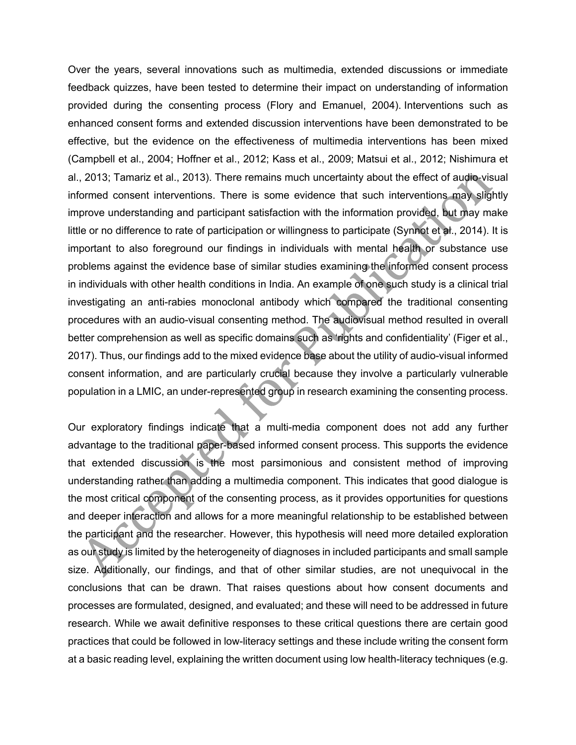Over the years, several innovations such as multimedia, extended discussions or immediate feedback quizzes, have been tested to determine their impact on understanding of information provided during the consenting process (Flory and Emanuel, 2004). Interventions such as enhanced consent forms and extended discussion interventions have been demonstrated to be effective, but the evidence on the effectiveness of multimedia interventions has been mixed (Campbell et al., 2004; Hoffner et al., 2012; Kass et al., 2009; Matsui et al., 2012; Nishimura et al., 2013; Tamariz et al., 2013). There remains much uncertainty about the effect of audio-visual informed consent interventions. There is some evidence that such interventions may slightly improve understanding and participant satisfaction with the information provided, but may make little or no difference to rate of participation or willingness to participate (Synnot et al., 2014). It is important to also foreground our findings in individuals with mental health or substance use problems against the evidence base of similar studies examining the informed consent process in individuals with other health conditions in India. An example of one such study is a clinical trial investigating an anti-rabies monoclonal antibody which compared the traditional consenting procedures with an audio-visual consenting method. The audiovisual method resulted in overall better comprehension as well as specific domains such as 'rights and confidentiality' (Figer et al., 2017). Thus, our findings add to the mixed evidence base about the utility of audio-visual informed consent information, and are particularly crucial because they involve a particularly vulnerable population in a LMIC, an under-represented group in research examining the consenting process.

Our exploratory findings indicate that a multi-media component does not add any further advantage to the traditional paper-based informed consent process. This supports the evidence that extended discussion is the most parsimonious and consistent method of improving understanding rather than adding a multimedia component. This indicates that good dialogue is the most critical component of the consenting process, as it provides opportunities for questions and deeper interaction and allows for a more meaningful relationship to be established between the participant and the researcher. However, this hypothesis will need more detailed exploration as our study is limited by the heterogeneity of diagnoses in included participants and small sample size. Additionally, our findings, and that of other similar studies, are not unequivocal in the conclusions that can be drawn. That raises questions about how consent documents and processes are formulated, designed, and evaluated; and these will need to be addressed in future research. While we await definitive responses to these critical questions there are certain good practices that could be followed in low-literacy settings and these include writing the consent form at a basic reading level, explaining the written document using low health-literacy techniques (e.g.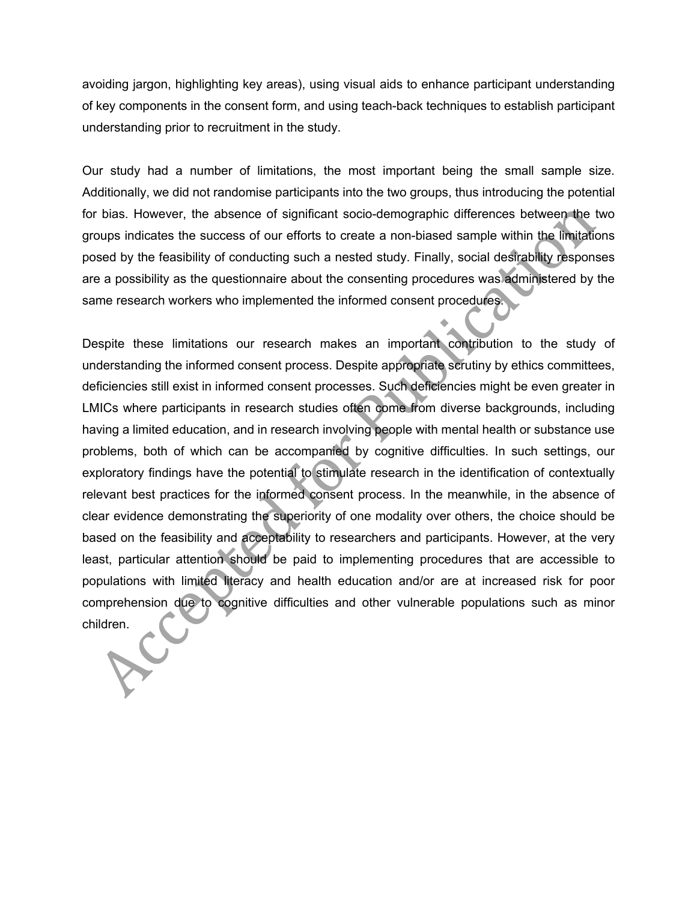avoiding jargon, highlighting key areas), using visual aids to enhance participant understanding of key components in the consent form, and using teach-back techniques to establish participant understanding prior to recruitment in the study.

Our study had a number of limitations, the most important being the small sample size. Additionally, we did not randomise participants into the two groups, thus introducing the potential for bias. However, the absence of significant socio-demographic differences between the two groups indicates the success of our efforts to create a non-biased sample within the limitations posed by the feasibility of conducting such a nested study. Finally, social desirability responses are a possibility as the questionnaire about the consenting procedures was administered by the same research workers who implemented the informed consent procedures.

Despite these limitations our research makes an important contribution to the study of understanding the informed consent process. Despite appropriate scrutiny by ethics committees, deficiencies still exist in informed consent processes. Such deficiencies might be even greater in LMICs where participants in research studies often come from diverse backgrounds, including having a limited education, and in research involving people with mental health or substance use problems, both of which can be accompanied by cognitive difficulties. In such settings, our exploratory findings have the potential to stimulate research in the identification of contextually relevant best practices for the informed consent process. In the meanwhile, in the absence of clear evidence demonstrating the superiority of one modality over others, the choice should be based on the feasibility and acceptability to researchers and participants. However, at the very least, particular attention should be paid to implementing procedures that are accessible to populations with limited literacy and health education and/or are at increased risk for poor comprehension due to cognitive difficulties and other vulnerable populations such as minor children.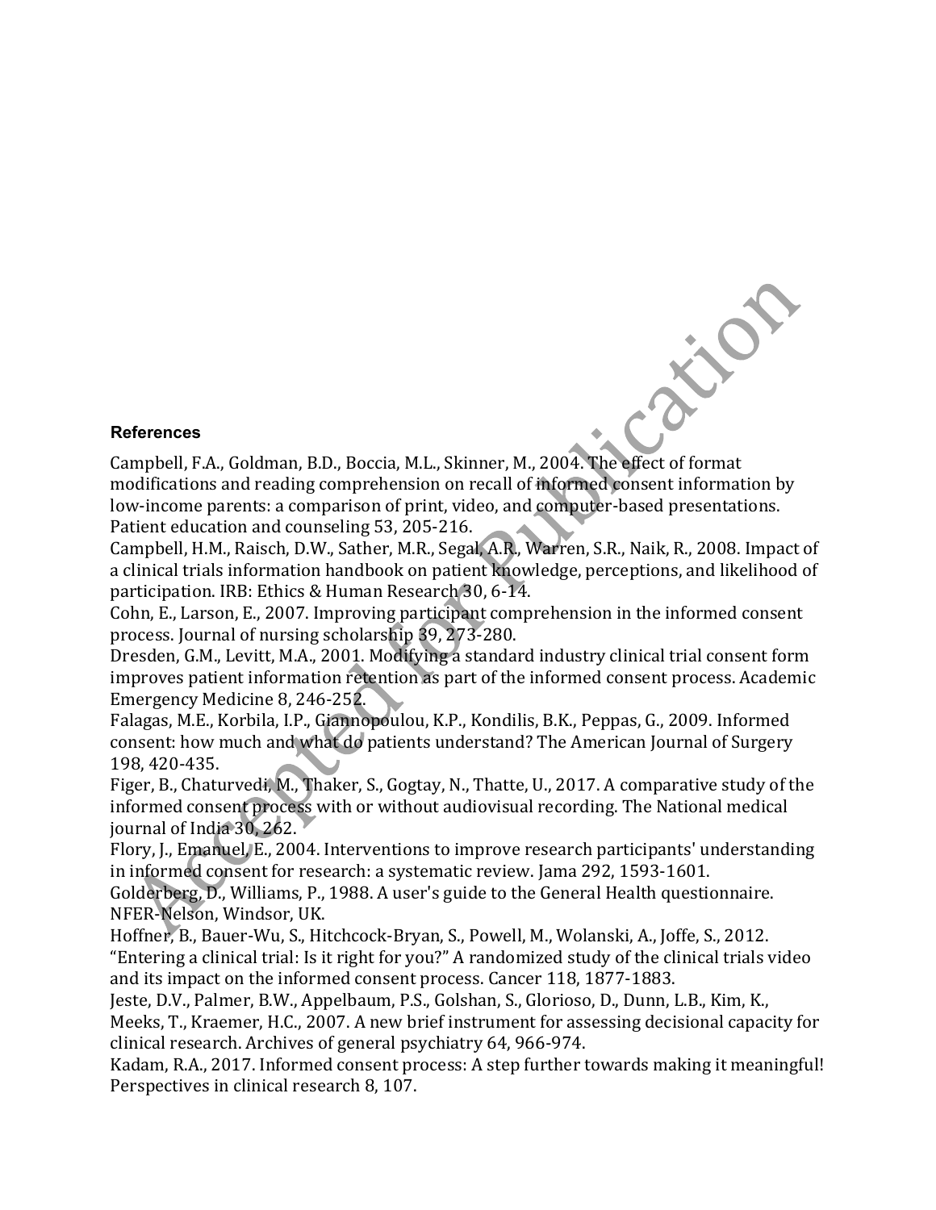## References

Campbell, F.A., Goldman, B.D., Boccia, M.L., Skinner, M., 2004. The effect of format modifications and reading comprehension on recall of informed consent information by low-income parents: a comparison of print, video, and computer-based presentations. Patient education and counseling 53, 205-216.

Campbell, H.M., Raisch, D.W., Sather, M.R., Segal, A.R., Warren, S.R., Naik, R., 2008. Impact of a clinical trials information handbook on patient knowledge, perceptions, and likelihood of participation. IRB: Ethics & Human Research 30, 6-14.

Cohn, E., Larson, E., 2007. Improving participant comprehension in the informed consent process. Journal of nursing scholarship 39, 273-280.

Dresden, G.M., Levitt, M.A., 2001. Modifying a standard industry clinical trial consent form improves patient information retention as part of the informed consent process. Academic Emergency Medicine 8, 246-252.

Falagas, M.E., Korbila, I.P., Giannopoulou, K.P., Kondilis, B.K., Peppas, G., 2009. Informed consent: how much and what do patients understand? The American Journal of Surgery 198, 420-435.

Figer, B., Chaturvedi, M., Thaker, S., Gogtay, N., Thatte, U., 2017. A comparative study of the informed consent process with or without audiovisual recording. The National medical journal of India 30, 262.

Flory, J., Emanuel, E., 2004. Interventions to improve research participants' understanding in informed consent for research: a systematic review. Jama 292, 1593-1601.

Golderberg, D., Williams, P., 1988. A user's guide to the General Health questionnaire. NFER-Nelson, Windsor, UK.

Hoffner, B., Bauer-Wu, S., Hitchcock-Bryan, S., Powell, M., Wolanski, A., Joffe, S., 2012. “Entering a clinical trial: Is it right for you?” A randomized study of the clinical trials video and its impact on the informed consent process. Cancer 118, 1877-1883.

Jeste, D.V., Palmer, B.W., Appelbaum, P.S., Golshan, S., Glorioso, D., Dunn, L.B., Kim, K., Meeks, T., Kraemer, H.C., 2007. A new brief instrument for assessing decisional capacity for clinical research. Archives of general psychiatry 64, 966-974.

Kadam, R.A., 2017. Informed consent process: A step further towards making it meaningful! Perspectives in clinical research 8, 107.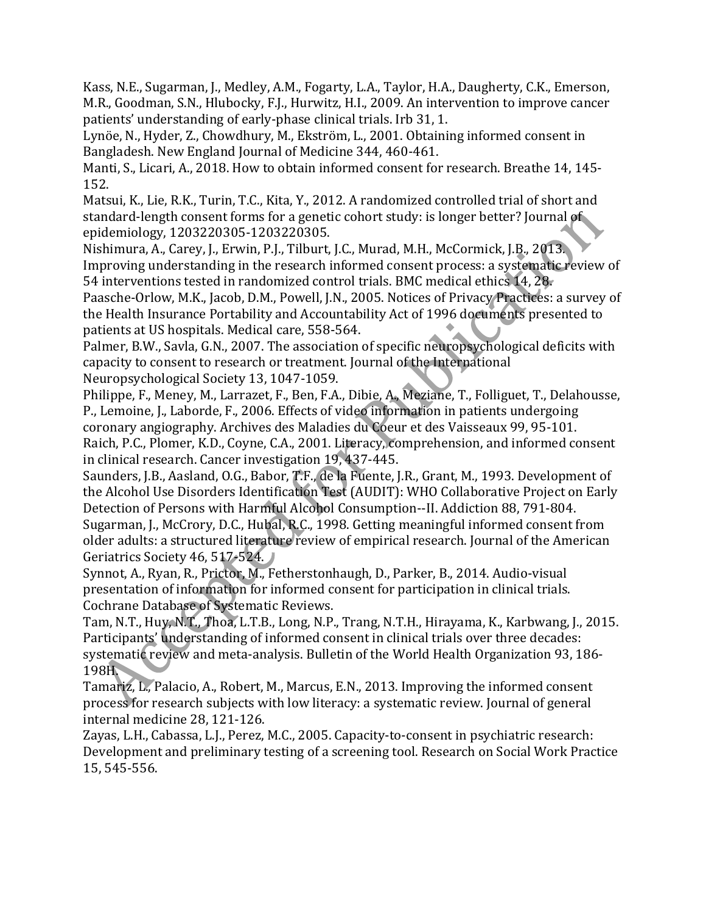Kass, N.E., Sugarman, J., Medley, A.M., Fogarty, L.A., Taylor, H.A., Daugherty, C.K., Emerson, M.R., Goodman, S.N., Hlubocky, F.J., Hurwitz, H.I., 2009. An intervention to improve cancer patients' understanding of early-phase clinical trials. Irb 31, 1.

Lynöe, N., Hyder, Z., Chowdhury, M., Ekström, L., 2001. Obtaining informed consent in Bangladesh. New England Journal of Medicine 344, 460-461.

Manti, S., Licari, A., 2018. How to obtain informed consent for research. Breathe 14, 145-152.

Matsui, K., Lie, R.K., Turin, T.C., Kita, Y., 2012. A randomized controlled trial of short and standard-length consent forms for a genetic cohort study: is longer better? Journal of epidemiology, 1203220305-1203220305.

Nishimura, A., Carey, J., Erwin, P.J., Tilburt, J.C., Murad, M.H., McCormick, J.B., 2013. Improving understanding in the research informed consent process: a systematic review of 54 interventions tested in randomized control trials. BMC medical ethics 14, 28.

Paasche-Orlow, M.K., Jacob, D.M., Powell, J.N., 2005. Notices of Privacy Practices: a survey of the Health Insurance Portability and Accountability Act of 1996 documents presented to patients at US hospitals. Medical care, 558-564.

Palmer, B.W., Savla, G.N., 2007. The association of specific neuropsychological deficits with capacity to consent to research or treatment. Journal of the International Neuropsychological Society 13, 1047-1059.

Philippe, F., Meney, M., Larrazet, F., Ben, F.A., Dibie, A., Meziane, T., Folliguet, T., Delahousse, P., Lemoine, J., Laborde, F., 2006. Effects of video information in patients undergoing coronary angiography. Archives des Maladies du Coeur et des Vaisseaux 99, 95-101.

Raich, P.C., Plomer, K.D., Coyne, C.A., 2001. Literacy, comprehension, and informed consent in clinical research. Cancer investigation 19, 437-445.

Saunders, J.B., Aasland, O.G., Babor, T.F., de la Fuente, J.R., Grant, M., 1993. Development of the Alcohol Use Disorders Identification Test (AUDIT): WHO Collaborative Project on Early Detection of Persons with Harmful Alcohol Consumption--II. Addiction 88, 791-804.

Sugarman, J., McCrory, D.C., Hubal, R.C., 1998. Getting meaningful informed consent from older adults: a structured literature review of empirical research. Journal of the American Geriatrics Society 46, 517-524.

Synnot, A., Ryan, R., Prictor, M., Fetherstonhaugh, D., Parker, B., 2014. Audio-visual presentation of information for informed consent for participation in clinical trials. Cochrane Database of Systematic Reviews.

Tam, N.T., Huy, N.T., Thoa, L.T.B., Long, N.P., Trang, N.T.H., Hirayama, K., Karbwang, J., 2015. Participants' understanding of informed consent in clinical trials over three decades: systematic review and meta-analysis. Bulletin of the World Health Organization 93, 186-198H.

Tamariz, L., Palacio, A., Robert, M., Marcus, E.N., 2013. Improving the informed consent process for research subjects with low literacy: a systematic review. Journal of general internal medicine 28, 121-126.

Zayas, L.H., Cabassa, L.J., Perez, M.C., 2005. Capacity-to-consent in psychiatric research: Development and preliminary testing of a screening tool. Research on Social Work Practice 15, 545-556.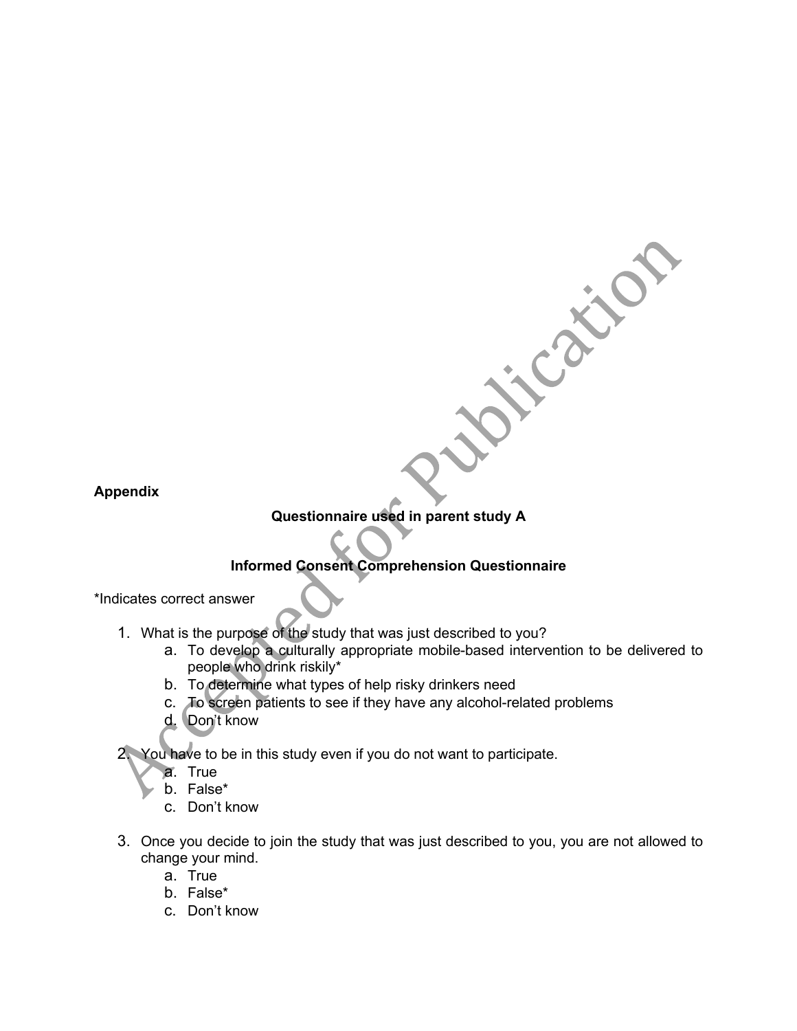**Appendix**

**Questionnaire used in parent study A**

**Informed Consent Comprehension Questionnaire**

*Indicates correct answer

1. What is the purpose of the study that was just described to you?
    a. To develop a culturally appropriate mobile-based intervention to be delivered to people who drink riskily*
    b. To determine what types of help risky drinkers need
    c. To screen patients to see if they have any alcohol-related problems
    d. Don't know

2. You have to be in this study even if you do not want to participate.
    a. True
    b. False*
    c. Don't know

3. Once you decide to join the study that was just described to you, you are not allowed to change your mind.
    a. True
    b. False*
    c. Don't know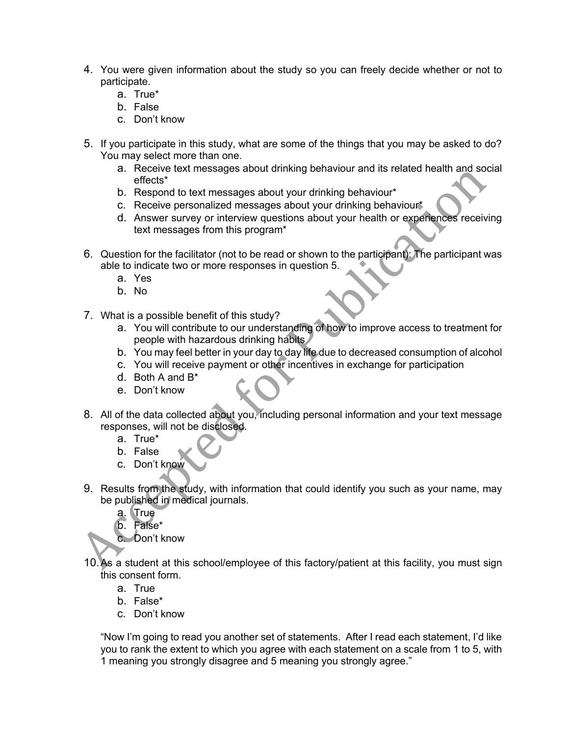4. You were given information about the study so you can freely decide whether or not to participate.
    a. True*
    b. False
    c. Don't know

5. If you participate in this study, what are some of the things that you may be asked to do? You may select more than one.
    a. Receive text messages about drinking behaviour and its related health and social effects*
    b. Respond to text messages about your drinking behaviour*
    c. Receive personalized messages about your drinking behaviour*
    d. Answer survey or interview questions about your health or experiences receiving text messages from this program*

6. Question for the facilitator (not to be read or shown to the participant): The participant was able to indicate two or more responses in question 5.
    a. Yes
    b. No

7. What is a possible benefit of this study?
    a. You will contribute to our understanding of how to improve access to treatment for people with hazardous drinking habits
    b. You may feel better in your day to day life due to decreased consumption of alcohol
    c. You will receive payment or other incentives in exchange for participation
    d. Both A and B*
    e. Don't know

8. All of the data collected about you, including personal information and your text message responses, will not be disclosed.
    a. True*
    b. False
    c. Don't know

9. Results from the study, with information that could identify you such as your name, may be published in medical journals.
    a. True
    b. False*
    c. Don't know

10. As a student at this school/employee of this factory/patient at this facility, you must sign this consent form.
    a. True
    b. False*
    c. Don't know

"Now I'm going to read you another set of statements. After I read each statement, I'd like you to rank the extent to which you agree with each statement on a scale from 1 to 5, with 1 meaning you strongly disagree and 5 meaning you strongly agree."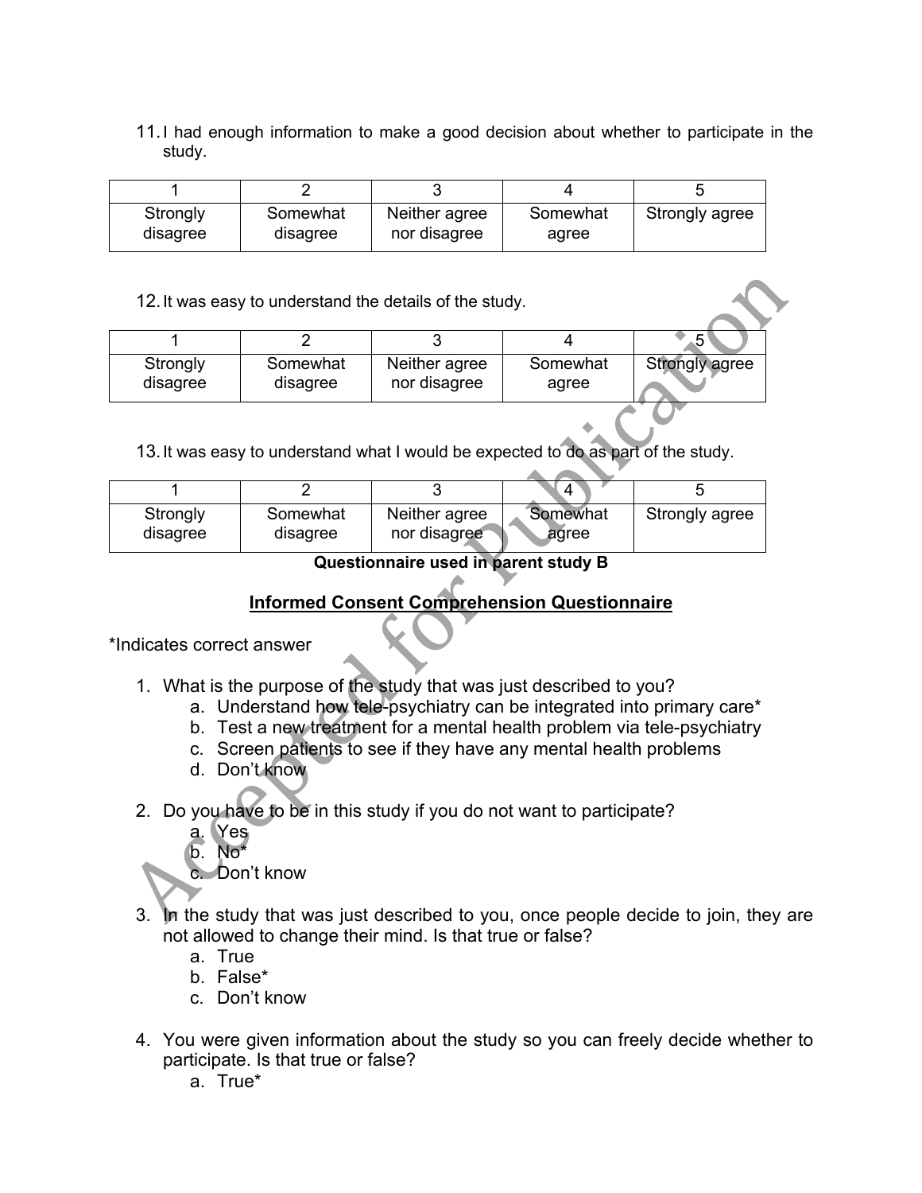11. I had enough information to make a good decision about whether to participate in the study.

| 1 | 2 | 3 | 4 | 5 |
|---|---|---|---|---|
| Strongly disagree | Somewhat disagree | Neither agree nor disagree | Somewhat agree | Strongly agree |

12. It was easy to understand the details of the study.

| 1 | 2 | 3 | 4 | 5 |
|---|---|---|---|---|
| Strongly disagree | Somewhat disagree | Neither agree nor disagree | Somewhat agree | Strongly agree |

13. It was easy to understand what I would be expected to do as part of the study.

| 1 | 2 | 3 | 4 | 5 |
|---|---|---|---|---|
| Strongly disagree | Somewhat disagree | Neither agree nor disagree | Somewhat agree | Strongly agree |

**Questionnaire used in parent study B**

**<u>Informed Consent Comprehension Questionnaire</u>**

*Indicates correct answer

1. What is the purpose of the study that was just described to you?
   a. Understand how tele-psychiatry can be integrated into primary care*
   b. Test a new treatment for a mental health problem via tele-psychiatry
   c. Screen patients to see if they have any mental health problems
   d. Don't know

2. Do you have to be in this study if you do not want to participate?
   a. Yes
   b. No*
   c. Don't know

3. In the study that was just described to you, once people decide to join, they are not allowed to change their mind. Is that true or false?
   a. True
   b. False*
   c. Don't know

4. You were given information about the study so you can freely decide whether to participate. Is that true or false?
   a. True*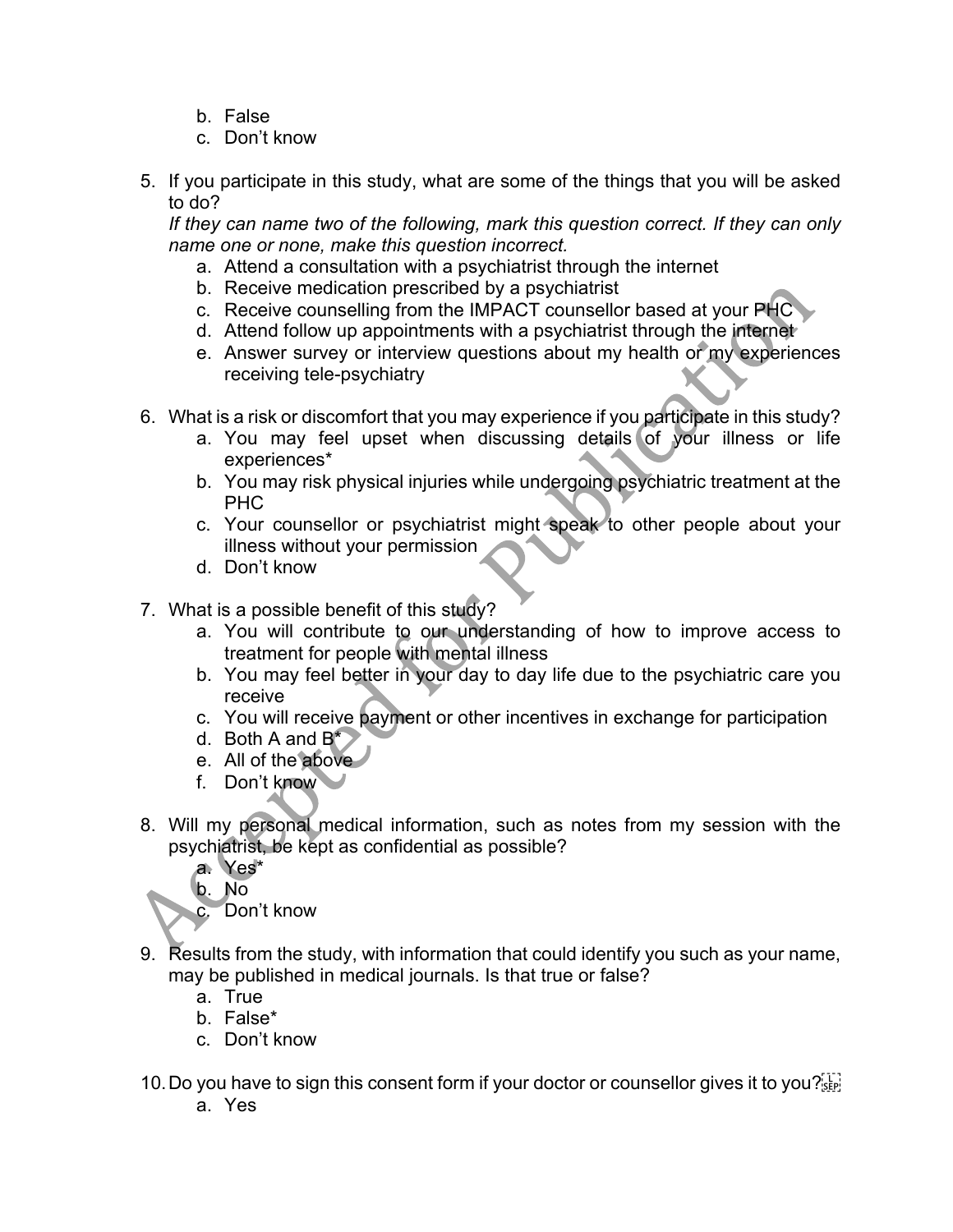b. False
   c. Don't know

5. If you participate in this study, what are some of the things that you will be asked to do?
   *If they can name two of the following, mark this question correct. If they can only name one or none, make this question incorrect.*
   a. Attend a consultation with a psychiatrist through the internet
   b. Receive medication prescribed by a psychiatrist
   c. Receive counselling from the IMPACT counsellor based at your PHC
   d. Attend follow up appointments with a psychiatrist through the internet
   e. Answer survey or interview questions about my health or my experiences receiving tele-psychiatry

6. What is a risk or discomfort that you may experience if you participate in this study?
   a. You may feel upset when discussing details of your illness or life experiences*
   b. You may risk physical injuries while undergoing psychiatric treatment at the PHC
   c. Your counsellor or psychiatrist might speak to other people about your illness without your permission
   d. Don't know

7. What is a possible benefit of this study?
   a. You will contribute to our understanding of how to improve access to treatment for people with mental illness
   b. You may feel better in your day to day life due to the psychiatric care you receive
   c. You will receive payment or other incentives in exchange for participation
   d. Both A and B*
   e. All of the above
   f. Don't know

8. Will my personal medical information, such as notes from my session with the psychiatrist, be kept as confidential as possible?
   a. Yes*
   b. No
   c. Don't know

9. Results from the study, with information that could identify you such as your name, may be published in medical journals. Is that true or false?
   a. True
   b. False*
   c. Don't know

10. Do you have to sign this consent form if your doctor or counsellor gives it to you?
   a. Yes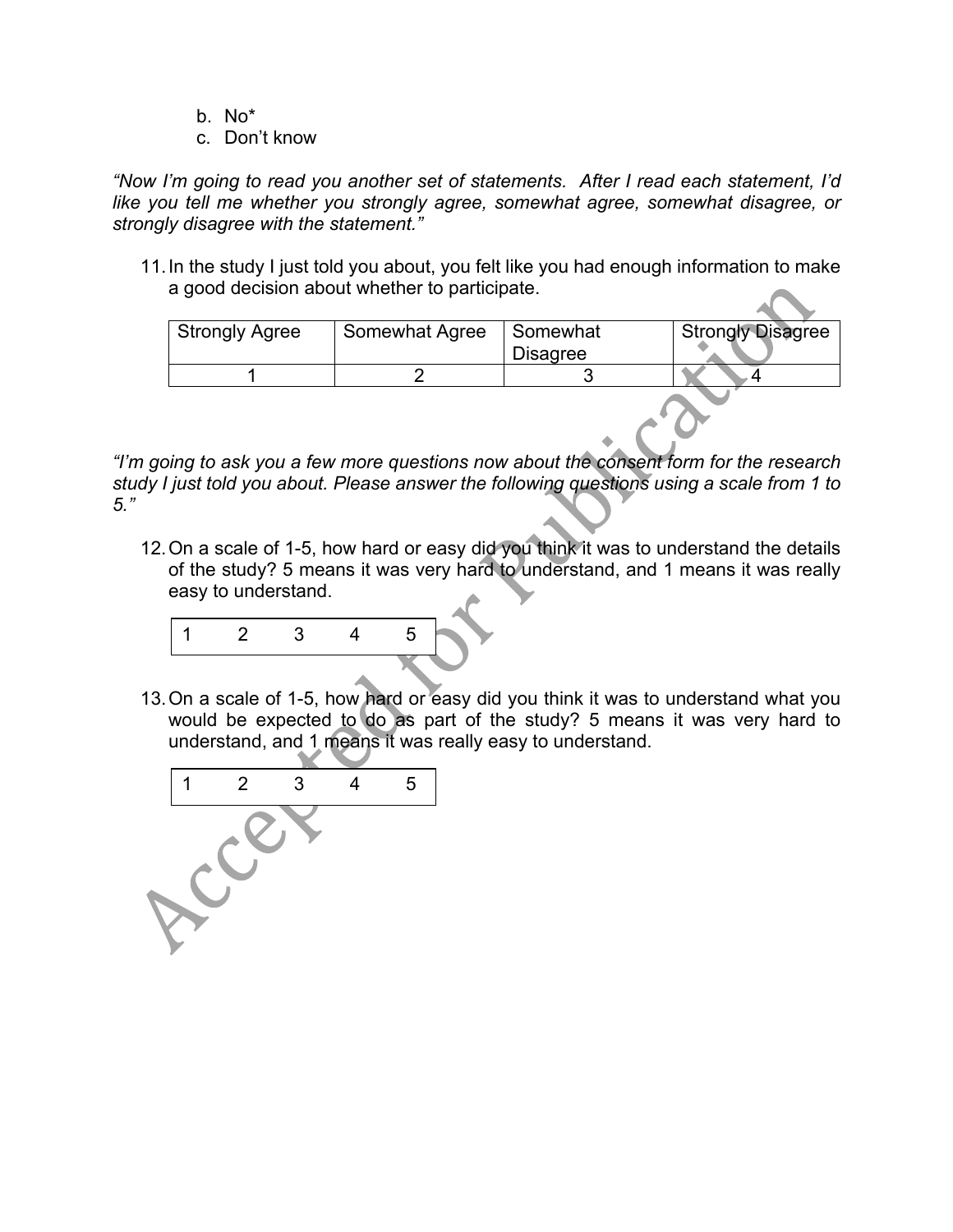b. No*
c. Don't know

*"Now I'm going to read you another set of statements. After I read each statement, I'd like you tell me whether you strongly agree, somewhat agree, somewhat disagree, or strongly disagree with the statement."*

11. In the study I just told you about, you felt like you had enough information to make a good decision about whether to participate.

| Strongly Agree | Somewhat Agree | Somewhat Disagree | Strongly Disagree |
| --- | --- | --- | --- |
| 1 | 2 | 3 | 4 |

*"I'm going to ask you a few more questions now about the consent form for the research study I just told you about. Please answer the following questions using a scale from 1 to 5."*

12. On a scale of 1-5, how hard or easy did you think it was to understand the details of the study? 5 means it was very hard to understand, and 1 means it was really easy to understand.

| | | | | |
| --- | --- | --- | --- | --- |
| 1 | 2 | 3 | 4 | 5 |

13. On a scale of 1-5, how hard or easy did you think it was to understand what you would be expected to do as part of the study? 5 means it was very hard to understand, and 1 means it was really easy to understand.

| | | | | |
| --- | --- | --- | --- | --- |
| 1 | 2 | 3 | 4 | 5 |